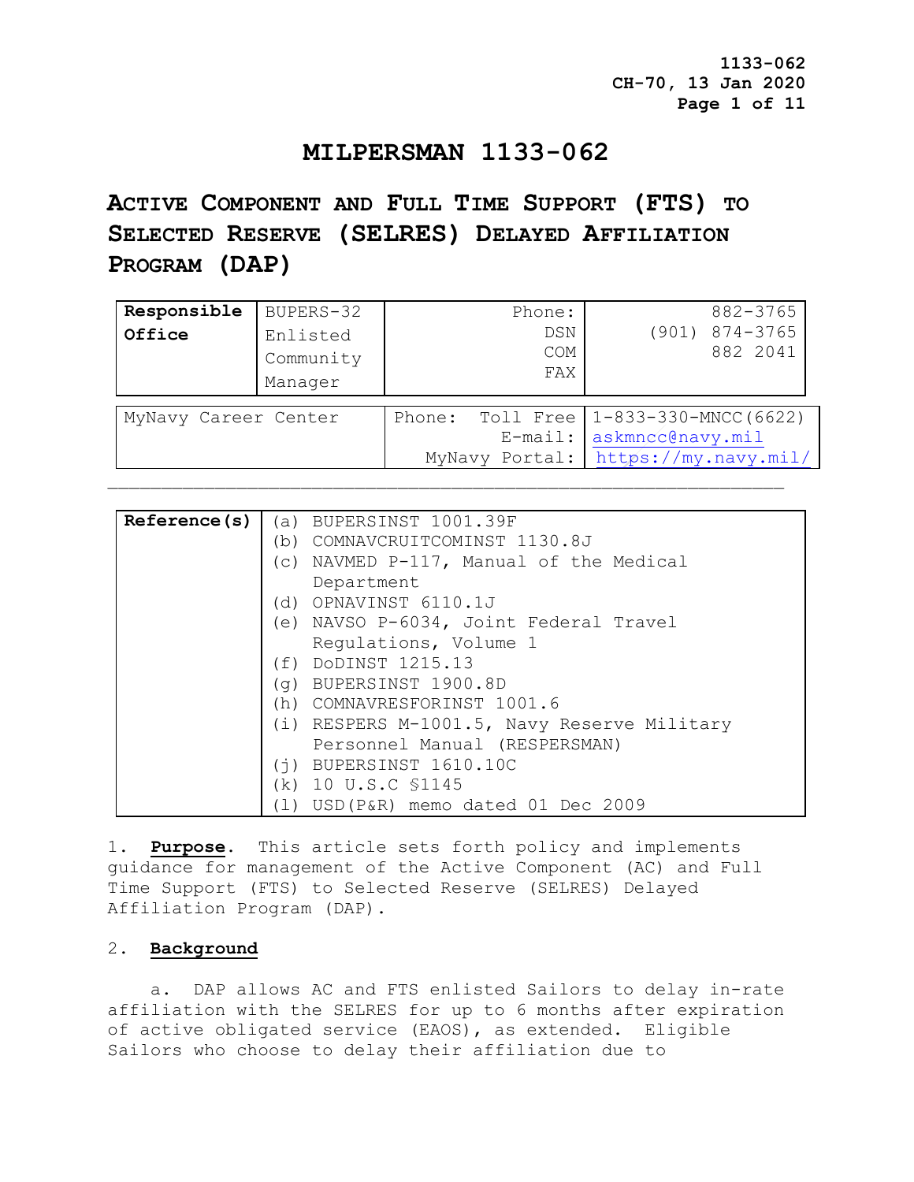# MILPERSMAN 1133-062

## ACTIVE COMPONENT AND FULL TIME SUPPORT (FTS) TO SELECTED RESERVE (SELRES) DELAYED AFFILIATION PROGRAM (DAP)

| **Responsible Office** | BUPERS-32 Enlisted Community Manager | Phone: DSN COM FAX | 882-3765 (901) 874-3765 882 2041 |
|---|---|---|---|

| MyNavy Career Center | Phone: Toll Free<br>E-mail:<br>MyNavy Portal: | 1-833-330-MNCC(6622)<br>askmncc@navy.mil<br>https://my.navy.mil/ |
|---|---|---|

| **Reference(s)** | (a) BUPERSINST 1001.39F<br>(b) COMNAVCRUITCOMINST 1130.8J<br>(c) NAVMED P-117, Manual of the Medical Department<br>(d) OPNAVINST 6110.1J<br>(e) NAVSO P-6034, Joint Federal Travel Regulations, Volume 1<br>(f) DoDINST 1215.13<br>(g) BUPERSINST 1900.8D<br>(h) COMNAVRESFORINST 1001.6<br>(i) RESPERS M-1001.5, Navy Reserve Military Personnel Manual (RESPERSMAN)<br>(j) BUPERSINST 1610.10C<br>(k) 10 U.S.C §1145<br>(l) USD(P&R) memo dated 01 Dec 2009 |
|---|---|

1. **Purpose**. This article sets forth policy and implements guidance for management of the Active Component (AC) and Full Time Support (FTS) to Selected Reserve (SELRES) Delayed Affiliation Program (DAP).

2. **Background**

a. DAP allows AC and FTS enlisted Sailors to delay in-rate affiliation with the SELRES for up to 6 months after expiration of active obligated service (EAOS), as extended. Eligible Sailors who choose to delay their affiliation due to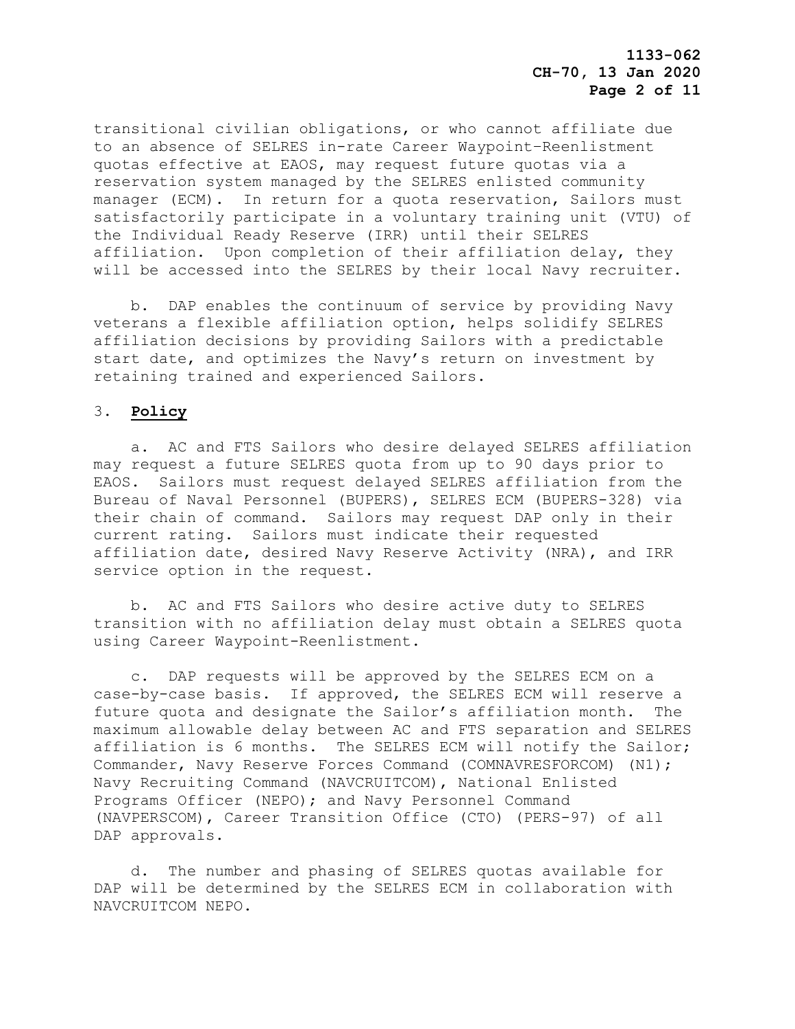transitional civilian obligations, or who cannot affiliate due to an absence of SELRES in-rate Career Waypoint-Reenlistment quotas effective at EAOS, may request future quotas via a reservation system managed by the SELRES enlisted community manager (ECM). In return for a quota reservation, Sailors must satisfactorily participate in a voluntary training unit (VTU) of the Individual Ready Reserve (IRR) until their SELRES affiliation. Upon completion of their affiliation delay, they will be accessed into the SELRES by their local Navy recruiter.

b. DAP enables the continuum of service by providing Navy veterans a flexible affiliation option, helps solidify SELRES affiliation decisions by providing Sailors with a predictable start date, and optimizes the Navy's return on investment by retaining trained and experienced Sailors.

3. **Policy**

a. AC and FTS Sailors who desire delayed SELRES affiliation may request a future SELRES quota from up to 90 days prior to EAOS. Sailors must request delayed SELRES affiliation from the Bureau of Naval Personnel (BUPERS), SELRES ECM (BUPERS-328) via their chain of command. Sailors may request DAP only in their current rating. Sailors must indicate their requested affiliation date, desired Navy Reserve Activity (NRA), and IRR service option in the request.

b. AC and FTS Sailors who desire active duty to SELRES transition with no affiliation delay must obtain a SELRES quota using Career Waypoint-Reenlistment.

c. DAP requests will be approved by the SELRES ECM on a case-by-case basis. If approved, the SELRES ECM will reserve a future quota and designate the Sailor's affiliation month. The maximum allowable delay between AC and FTS separation and SELRES affiliation is 6 months. The SELRES ECM will notify the Sailor; Commander, Navy Reserve Forces Command (COMNAVRESFORCOM) (N1); Navy Recruiting Command (NAVCRUITCOM), National Enlisted Programs Officer (NEPO); and Navy Personnel Command (NAVPERSCOM), Career Transition Office (CTO) (PERS-97) of all DAP approvals.

d. The number and phasing of SELRES quotas available for DAP will be determined by the SELRES ECM in collaboration with NAVCRUITCOM NEPO.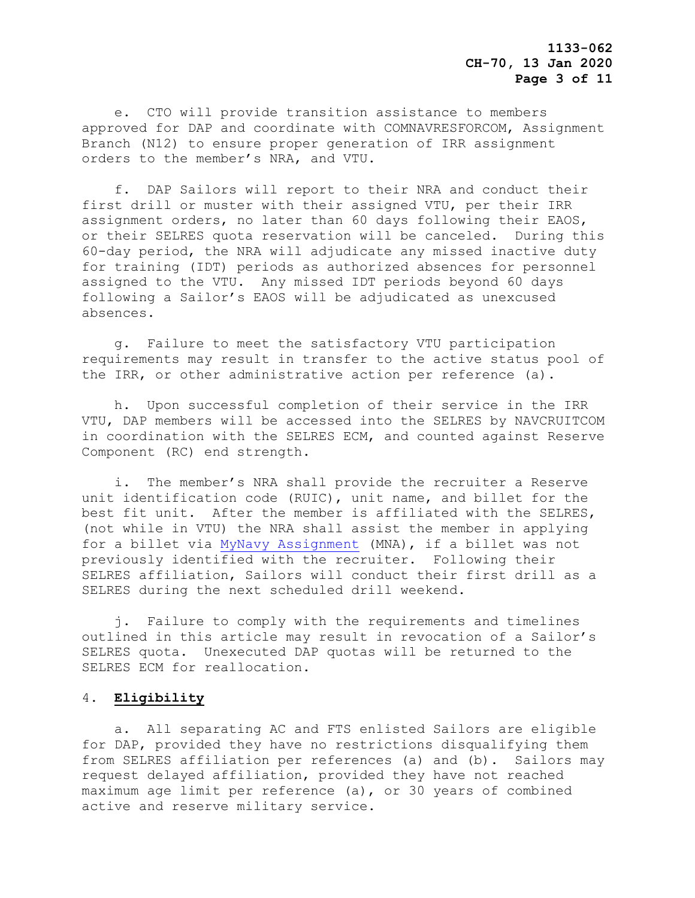e. CTO will provide transition assistance to members approved for DAP and coordinate with COMNAVRESFORCOM, Assignment Branch (N12) to ensure proper generation of IRR assignment orders to the member's NRA, and VTU.

f. DAP Sailors will report to their NRA and conduct their first drill or muster with their assigned VTU, per their IRR assignment orders, no later than 60 days following their EAOS, or their SELRES quota reservation will be canceled. During this 60-day period, the NRA will adjudicate any missed inactive duty for training (IDT) periods as authorized absences for personnel assigned to the VTU. Any missed IDT periods beyond 60 days following a Sailor's EAOS will be adjudicated as unexcused absences.

g. Failure to meet the satisfactory VTU participation requirements may result in transfer to the active status pool of the IRR, or other administrative action per reference (a).

h. Upon successful completion of their service in the IRR VTU, DAP members will be accessed into the SELRES by NAVCRUITCOM in coordination with the SELRES ECM, and counted against Reserve Component (RC) end strength.

i. The member's NRA shall provide the recruiter a Reserve unit identification code (RUIC), unit name, and billet for the best fit unit. After the member is affiliated with the SELRES, (not while in VTU) the NRA shall assist the member in applying for a billet via MyNavy Assignment (MNA), if a billet was not previously identified with the recruiter. Following their SELRES affiliation, Sailors will conduct their first drill as a SELRES during the next scheduled drill weekend.

j. Failure to comply with the requirements and timelines outlined in this article may result in revocation of a Sailor's SELRES quota. Unexecuted DAP quotas will be returned to the SELRES ECM for reallocation.

4. **Eligibility**

a. All separating AC and FTS enlisted Sailors are eligible for DAP, provided they have no restrictions disqualifying them from SELRES affiliation per references (a) and (b). Sailors may request delayed affiliation, provided they have not reached maximum age limit per reference (a), or 30 years of combined active and reserve military service.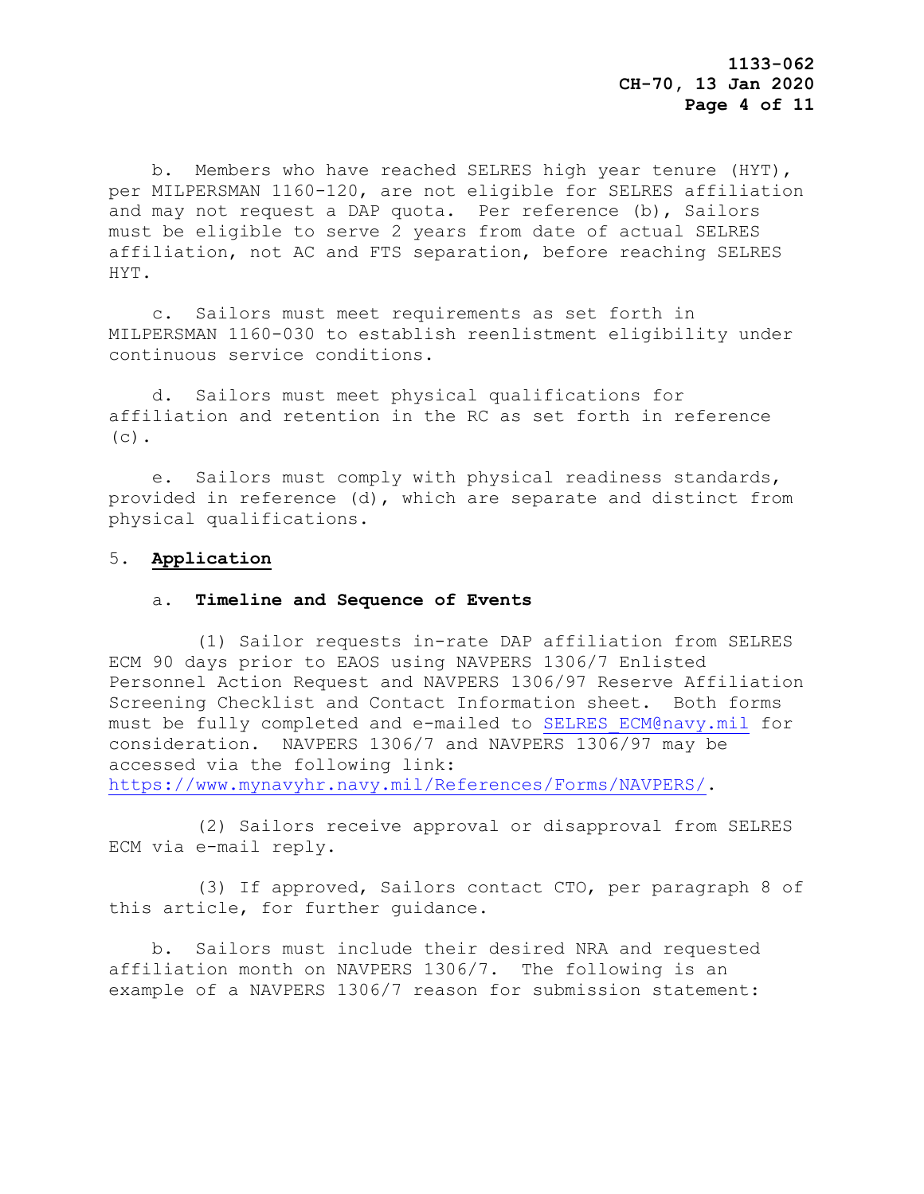b. Members who have reached SELRES high year tenure (HYT), per MILPERSMAN 1160-120, are not eligible for SELRES affiliation and may not request a DAP quota. Per reference (b), Sailors must be eligible to serve 2 years from date of actual SELRES affiliation, not AC and FTS separation, before reaching SELRES HYT.

c. Sailors must meet requirements as set forth in MILPERSMAN 1160-030 to establish reenlistment eligibility under continuous service conditions.

d. Sailors must meet physical qualifications for affiliation and retention in the RC as set forth in reference (c).

e. Sailors must comply with physical readiness standards, provided in reference (d), which are separate and distinct from physical qualifications.

5. **Application**

a. **Timeline and Sequence of Events**

(1) Sailor requests in-rate DAP affiliation from SELRES ECM 90 days prior to EAOS using NAVPERS 1306/7 Enlisted Personnel Action Request and NAVPERS 1306/97 Reserve Affiliation Screening Checklist and Contact Information sheet. Both forms must be fully completed and e-mailed to SELRES_ECM@navy.mil for consideration. NAVPERS 1306/7 and NAVPERS 1306/97 may be accessed via the following link: https://www.mynavyhr.navy.mil/References/Forms/NAVPERS/.

(2) Sailors receive approval or disapproval from SELRES ECM via e-mail reply.

(3) If approved, Sailors contact CTO, per paragraph 8 of this article, for further guidance.

b. Sailors must include their desired NRA and requested affiliation month on NAVPERS 1306/7. The following is an example of a NAVPERS 1306/7 reason for submission statement: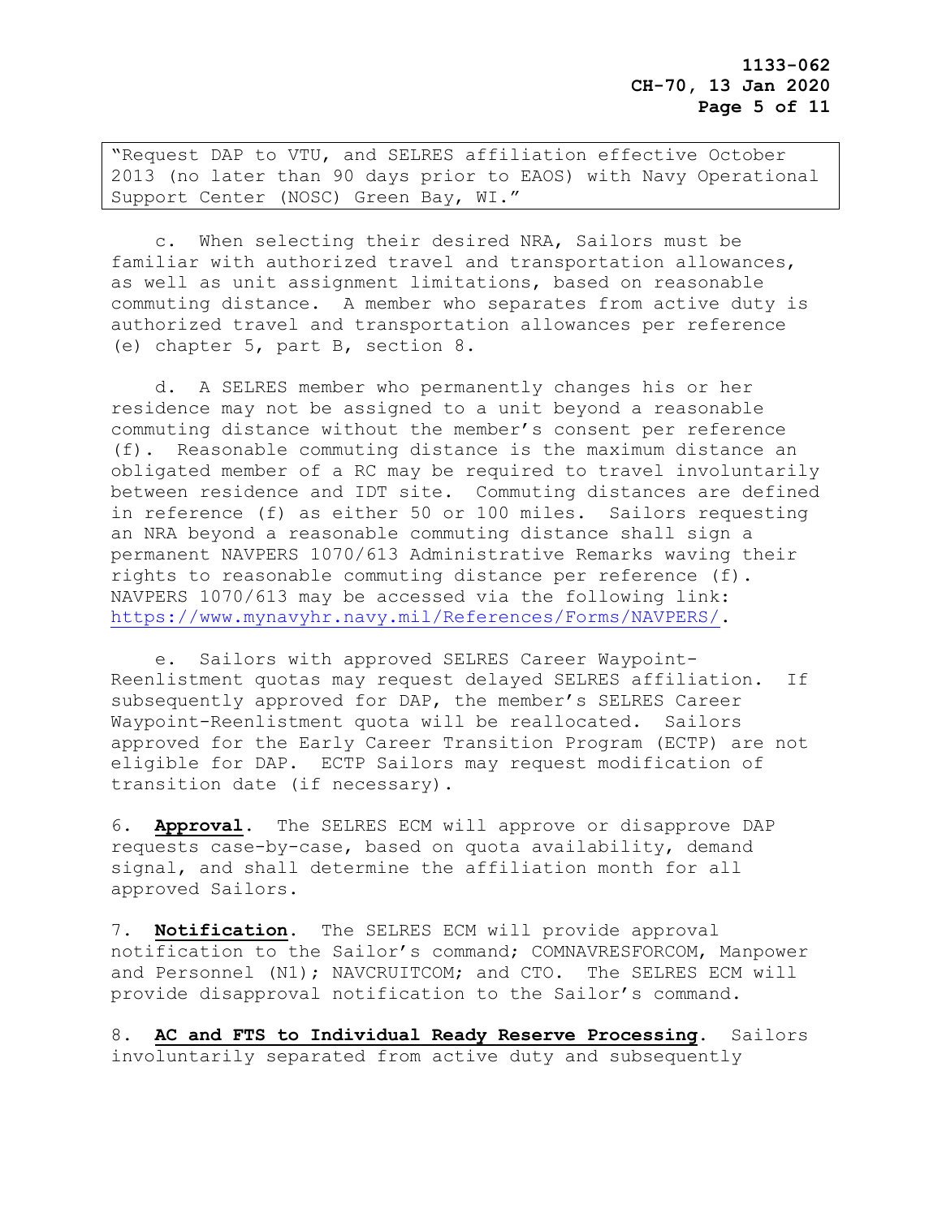“Request DAP to VTU, and SELRES affiliation effective October 2013 (no later than 90 days prior to EAOS) with Navy Operational Support Center (NOSC) Green Bay, WI.”

c. When selecting their desired NRA, Sailors must be familiar with authorized travel and transportation allowances, as well as unit assignment limitations, based on reasonable commuting distance. A member who separates from active duty is authorized travel and transportation allowances per reference (e) chapter 5, part B, section 8.

d. A SELRES member who permanently changes his or her residence may not be assigned to a unit beyond a reasonable commuting distance without the member’s consent per reference (f). Reasonable commuting distance is the maximum distance an obligated member of a RC may be required to travel involuntarily between residence and IDT site. Commuting distances are defined in reference (f) as either 50 or 100 miles. Sailors requesting an NRA beyond a reasonable commuting distance shall sign a permanent NAVPERS 1070/613 Administrative Remarks waving their rights to reasonable commuting distance per reference (f). NAVPERS 1070/613 may be accessed via the following link: https://www.mynavyhr.navy.mil/References/Forms/NAVPERS/.

e. Sailors with approved SELRES Career Waypoint-Reenlistment quotas may request delayed SELRES affiliation. If subsequently approved for DAP, the member’s SELRES Career Waypoint-Reenlistment quota will be reallocated. Sailors approved for the Early Career Transition Program (ECTP) are not eligible for DAP. ECTP Sailors may request modification of transition date (if necessary).

6. **Approval**. The SELRES ECM will approve or disapprove DAP requests case-by-case, based on quota availability, demand signal, and shall determine the affiliation month for all approved Sailors.

7. **Notification**. The SELRES ECM will provide approval notification to the Sailor’s command; COMNAVRESFORCOM, Manpower and Personnel (N1); NAVCRUITCOM; and CTO. The SELRES ECM will provide disapproval notification to the Sailor’s command.

8. **AC and FTS to Individual Ready Reserve Processing**. Sailors involuntarily separated from active duty and subsequently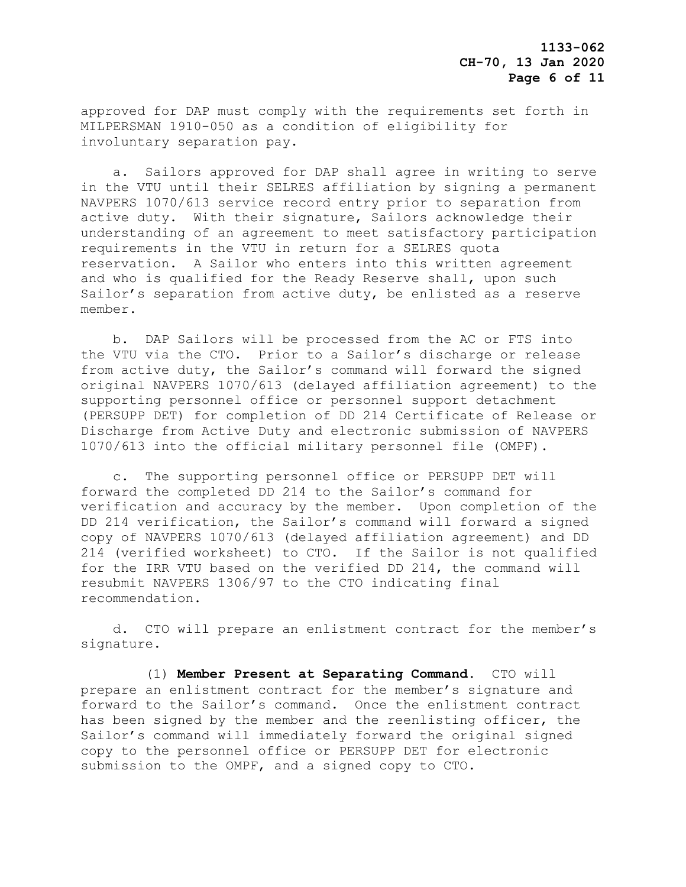approved for DAP must comply with the requirements set forth in MILPERSMAN 1910-050 as a condition of eligibility for involuntary separation pay.

a. Sailors approved for DAP shall agree in writing to serve in the VTU until their SELRES affiliation by signing a permanent NAVPERS 1070/613 service record entry prior to separation from active duty. With their signature, Sailors acknowledge their understanding of an agreement to meet satisfactory participation requirements in the VTU in return for a SELRES quota reservation. A Sailor who enters into this written agreement and who is qualified for the Ready Reserve shall, upon such Sailor's separation from active duty, be enlisted as a reserve member.

b. DAP Sailors will be processed from the AC or FTS into the VTU via the CTO. Prior to a Sailor's discharge or release from active duty, the Sailor's command will forward the signed original NAVPERS 1070/613 (delayed affiliation agreement) to the supporting personnel office or personnel support detachment (PERSUPP DET) for completion of DD 214 Certificate of Release or Discharge from Active Duty and electronic submission of NAVPERS 1070/613 into the official military personnel file (OMPF).

c. The supporting personnel office or PERSUPP DET will forward the completed DD 214 to the Sailor's command for verification and accuracy by the member. Upon completion of the DD 214 verification, the Sailor's command will forward a signed copy of NAVPERS 1070/613 (delayed affiliation agreement) and DD 214 (verified worksheet) to CTO. If the Sailor is not qualified for the IRR VTU based on the verified DD 214, the command will resubmit NAVPERS 1306/97 to the CTO indicating final recommendation.

d. CTO will prepare an enlistment contract for the member's signature.

(1) **Member Present at Separating Command.** CTO will prepare an enlistment contract for the member's signature and forward to the Sailor's command. Once the enlistment contract has been signed by the member and the reenlisting officer, the Sailor's command will immediately forward the original signed copy to the personnel office or PERSUPP DET for electronic submission to the OMPF, and a signed copy to CTO.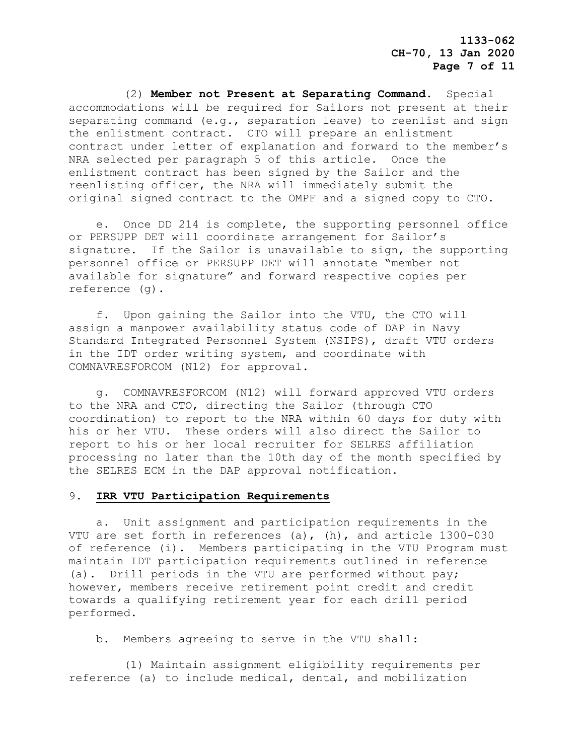(2) **Member not Present at Separating Command.** Special accommodations will be required for Sailors not present at their separating command (e.g., separation leave) to reenlist and sign the enlistment contract. CTO will prepare an enlistment contract under letter of explanation and forward to the member's NRA selected per paragraph 5 of this article. Once the enlistment contract has been signed by the Sailor and the reenlisting officer, the NRA will immediately submit the original signed contract to the OMPF and a signed copy to CTO.

e. Once DD 214 is complete, the supporting personnel office or PERSUPP DET will coordinate arrangement for Sailor's signature. If the Sailor is unavailable to sign, the supporting personnel office or PERSUPP DET will annotate "member not available for signature" and forward respective copies per reference (g).

f. Upon gaining the Sailor into the VTU, the CTO will assign a manpower availability status code of DAP in Navy Standard Integrated Personnel System (NSIPS), draft VTU orders in the IDT order writing system, and coordinate with COMNAVRESFORCOM (N12) for approval.

g. COMNAVRESFORCOM (N12) will forward approved VTU orders to the NRA and CTO, directing the Sailor (through CTO coordination) to report to the NRA within 60 days for duty with his or her VTU. These orders will also direct the Sailor to report to his or her local recruiter for SELRES affiliation processing no later than the 10th day of the month specified by the SELRES ECM in the DAP approval notification.

9. **IRR VTU Participation Requirements**

a. Unit assignment and participation requirements in the VTU are set forth in references (a), (h), and article 1300-030 of reference (i). Members participating in the VTU Program must maintain IDT participation requirements outlined in reference (a). Drill periods in the VTU are performed without pay; however, members receive retirement point credit and credit towards a qualifying retirement year for each drill period performed.

b. Members agreeing to serve in the VTU shall:

(1) Maintain assignment eligibility requirements per reference (a) to include medical, dental, and mobilization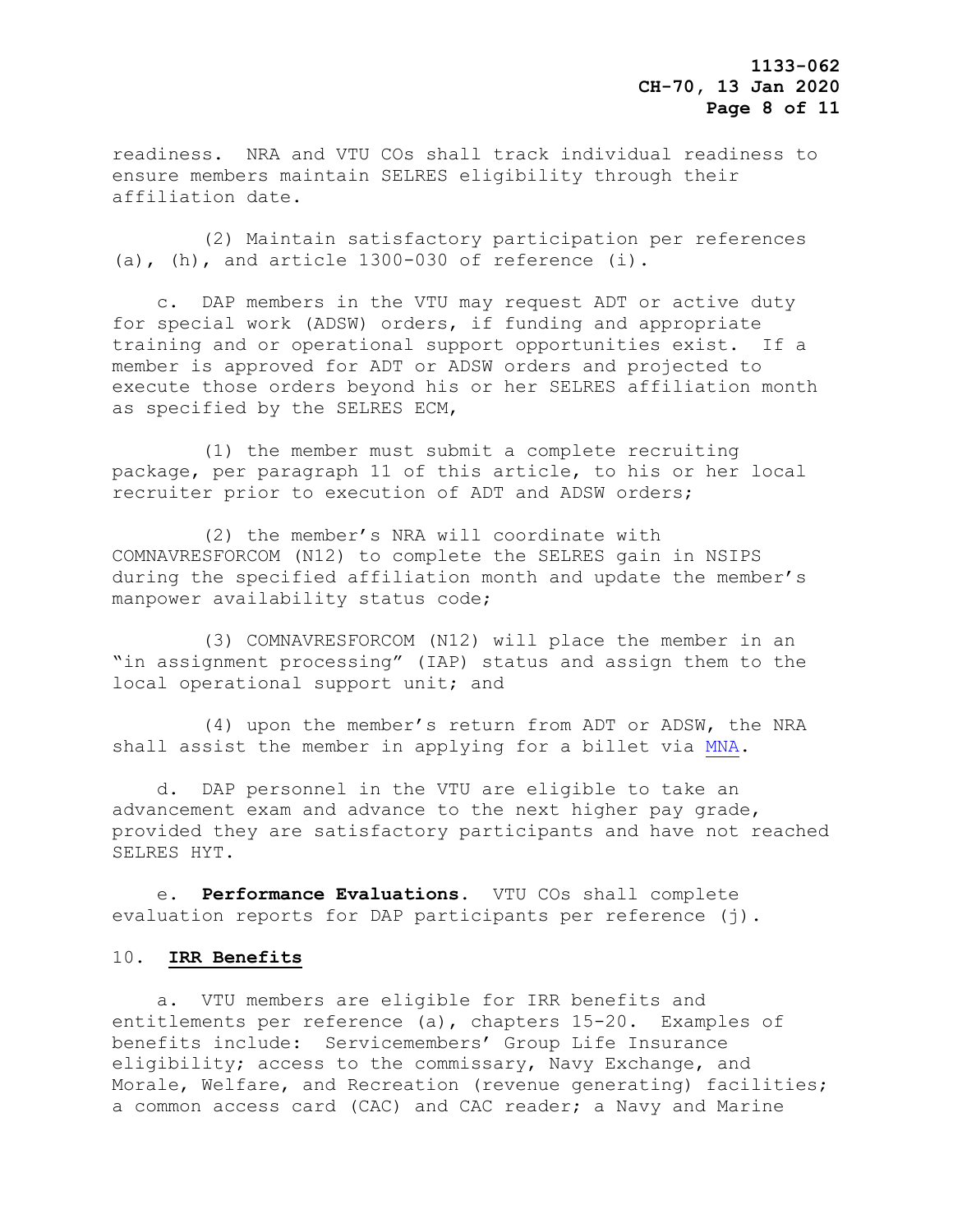readiness. NRA and VTU COs shall track individual readiness to ensure members maintain SELRES eligibility through their affiliation date.

(2) Maintain satisfactory participation per references (a), (h), and article 1300-030 of reference (i).

c. DAP members in the VTU may request ADT or active duty for special work (ADSW) orders, if funding and appropriate training and or operational support opportunities exist. If a member is approved for ADT or ADSW orders and projected to execute those orders beyond his or her SELRES affiliation month as specified by the SELRES ECM,

(1) the member must submit a complete recruiting package, per paragraph 11 of this article, to his or her local recruiter prior to execution of ADT and ADSW orders;

(2) the member's NRA will coordinate with COMNAVRESFORCOM (N12) to complete the SELRES gain in NSIPS during the specified affiliation month and update the member's manpower availability status code;

(3) COMNAVRESFORCOM (N12) will place the member in an "in assignment processing" (IAP) status and assign them to the local operational support unit; and

(4) upon the member's return from ADT or ADSW, the NRA shall assist the member in applying for a billet via MNA.

d. DAP personnel in the VTU are eligible to take an advancement exam and advance to the next higher pay grade, provided they are satisfactory participants and have not reached SELRES HYT.

e. **Performance Evaluations**. VTU COs shall complete evaluation reports for DAP participants per reference (j).

10. **IRR Benefits**

a. VTU members are eligible for IRR benefits and entitlements per reference (a), chapters 15-20. Examples of benefits include: Servicemembers' Group Life Insurance eligibility; access to the commissary, Navy Exchange, and Morale, Welfare, and Recreation (revenue generating) facilities; a common access card (CAC) and CAC reader; a Navy and Marine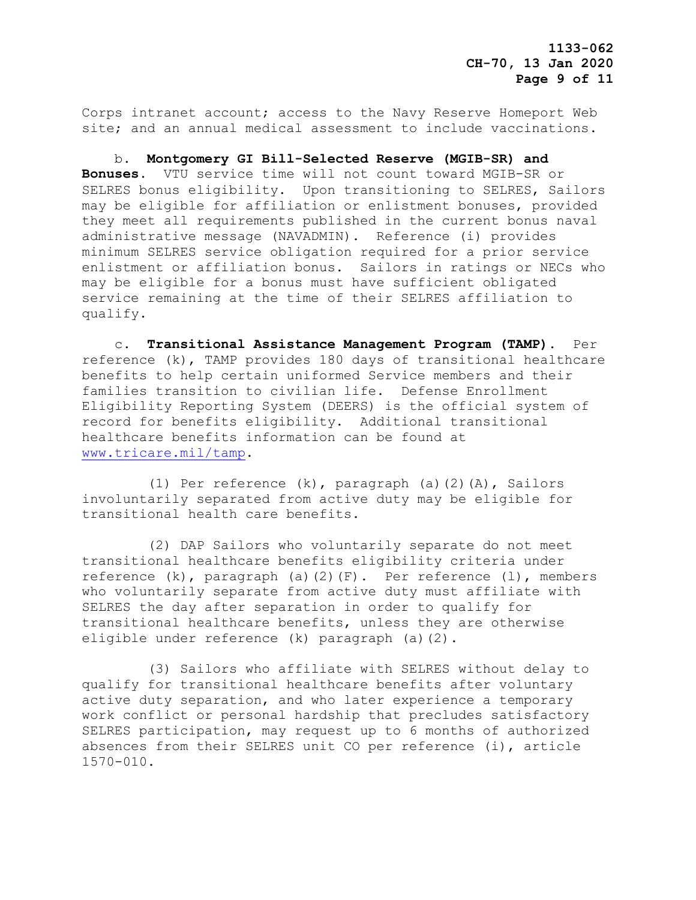Corps intranet account; access to the Navy Reserve Homeport Web site; and an annual medical assessment to include vaccinations.

b. **Montgomery GI Bill-Selected Reserve (MGIB-SR) and Bonuses.** VTU service time will not count toward MGIB-SR or SELRES bonus eligibility. Upon transitioning to SELRES, Sailors may be eligible for affiliation or enlistment bonuses, provided they meet all requirements published in the current bonus naval administrative message (NAVADMIN). Reference (i) provides minimum SELRES service obligation required for a prior service enlistment or affiliation bonus. Sailors in ratings or NECs who may be eligible for a bonus must have sufficient obligated service remaining at the time of their SELRES affiliation to qualify.

c. **Transitional Assistance Management Program (TAMP).** Per reference (k), TAMP provides 180 days of transitional healthcare benefits to help certain uniformed Service members and their families transition to civilian life. Defense Enrollment Eligibility Reporting System (DEERS) is the official system of record for benefits eligibility. Additional transitional healthcare benefits information can be found at [www.tricare.mil/tamp](www.tricare.mil/tamp).

(1) Per reference (k), paragraph (a)(2)(A), Sailors involuntarily separated from active duty may be eligible for transitional health care benefits.

(2) DAP Sailors who voluntarily separate do not meet transitional healthcare benefits eligibility criteria under reference (k), paragraph (a)(2)(F). Per reference (l), members who voluntarily separate from active duty must affiliate with SELRES the day after separation in order to qualify for transitional healthcare benefits, unless they are otherwise eligible under reference (k) paragraph (a)(2).

(3) Sailors who affiliate with SELRES without delay to qualify for transitional healthcare benefits after voluntary active duty separation, and who later experience a temporary work conflict or personal hardship that precludes satisfactory SELRES participation, may request up to 6 months of authorized absences from their SELRES unit CO per reference (i), article 1570-010.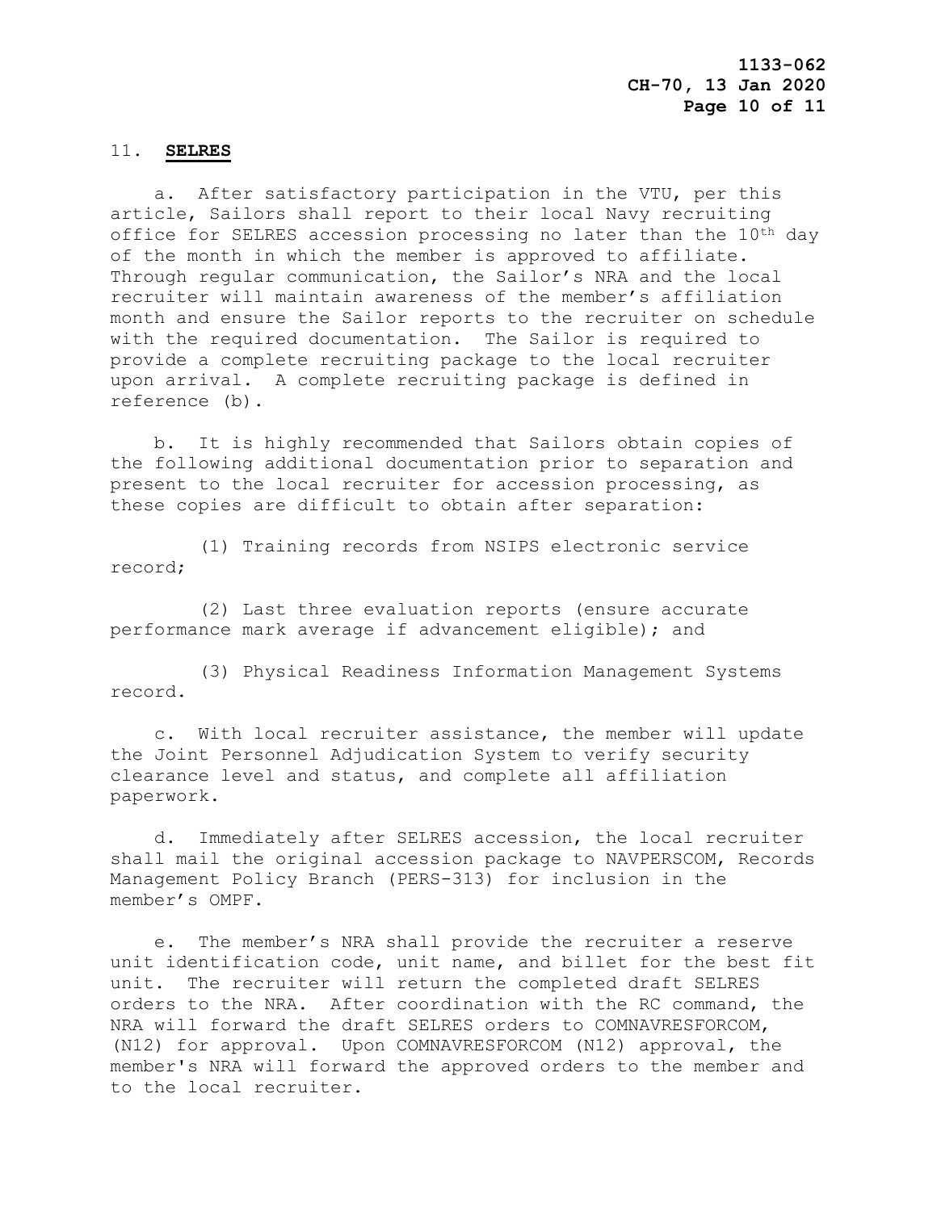11. **SELRES**

a. After satisfactory participation in the VTU, per this article, Sailors shall report to their local Navy recruiting office for SELRES accession processing no later than the 10th day of the month in which the member is approved to affiliate. Through regular communication, the Sailor's NRA and the local recruiter will maintain awareness of the member's affiliation month and ensure the Sailor reports to the recruiter on schedule with the required documentation. The Sailor is required to provide a complete recruiting package to the local recruiter upon arrival. A complete recruiting package is defined in reference (b).

b. It is highly recommended that Sailors obtain copies of the following additional documentation prior to separation and present to the local recruiter for accession processing, as these copies are difficult to obtain after separation:

(1) Training records from NSIPS electronic service record;

(2) Last three evaluation reports (ensure accurate performance mark average if advancement eligible); and

(3) Physical Readiness Information Management Systems record.

c. With local recruiter assistance, the member will update the Joint Personnel Adjudication System to verify security clearance level and status, and complete all affiliation paperwork.

d. Immediately after SELRES accession, the local recruiter shall mail the original accession package to NAVPERSCOM, Records Management Policy Branch (PERS-313) for inclusion in the member's OMPF.

e. The member's NRA shall provide the recruiter a reserve unit identification code, unit name, and billet for the best fit unit. The recruiter will return the completed draft SELRES orders to the NRA. After coordination with the RC command, the NRA will forward the draft SELRES orders to COMNAVRESFORCOM, (N12) for approval. Upon COMNAVRESFORCOM (N12) approval, the member's NRA will forward the approved orders to the member and to the local recruiter.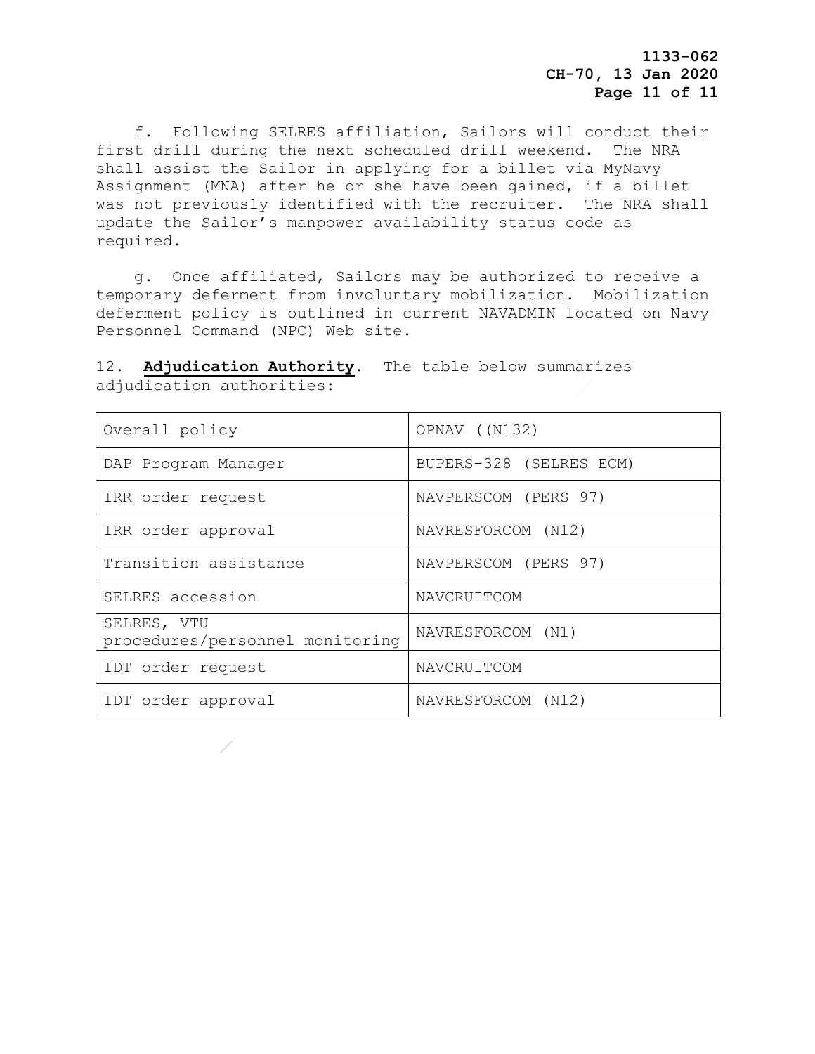f. Following SELRES affiliation, Sailors will conduct their first drill during the next scheduled drill weekend. The NRA shall assist the Sailor in applying for a billet via MyNavy Assignment (MNA) after he or she have been gained, if a billet was not previously identified with the recruiter. The NRA shall update the Sailor's manpower availability status code as required.

g. Once affiliated, Sailors may be authorized to receive a temporary deferment from involuntary mobilization. Mobilization deferment policy is outlined in current NAVADMIN located on Navy Personnel Command (NPC) Web site.

12. **Adjudication Authority**. The table below summarizes adjudication authorities:

| | |
|---|---|
| Overall policy | OPNAV ((N132) |
| DAP Program Manager | BUPERS-328 (SELRES ECM) |
| IRR order request | NAVPERSCOM (PERS 97) |
| IRR order approval | NAVRESFORCOM (N12) |
| Transition assistance | NAVPERSCOM (PERS 97) |
| SELRES accession | NAVCRUITCOM |
| SELRES, VTU procedures/personnel monitoring | NAVRESFORCOM (N1) |
| IDT order request | NAVCRUITCOM |
| IDT order approval | NAVRESFORCOM (N12) |